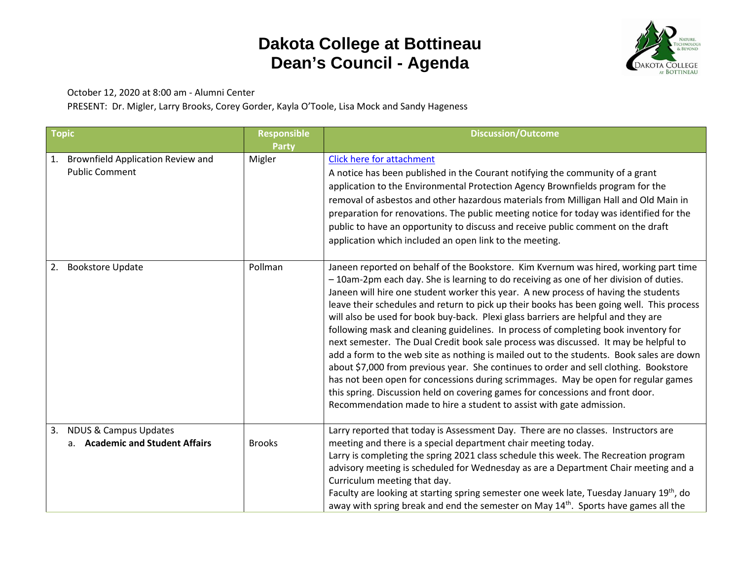# Dakota College at Bottineau
# Dean's Council - Agenda

October 12, 2020 at 8:00 am - Alumni Center

PRESENT: Dr. Migler, Larry Brooks, Corey Gorder, Kayla O'Toole, Lisa Mock and Sandy Hageness

| Topic | Responsible Party | Discussion/Outcome |
|---|---|---|
| 1. Brownfield Application Review and Public Comment | Migler | [Click here for attachment] A notice has been published in the Courant notifying the community of a grant application to the Environmental Protection Agency Brownfields program for the removal of asbestos and other hazardous materials from Milligan Hall and Old Main in preparation for renovations. The public meeting notice for today was identified for the public to have an opportunity to discuss and receive public comment on the draft application which included an open link to the meeting. |
| 2. Bookstore Update | Pollman | Janeen reported on behalf of the Bookstore. Kim Kvernum was hired, working part time – 10am-2pm each day. She is learning to do receiving as one of her division of duties. Janeen will hire one student worker this year. A new process of having the students leave their schedules and return to pick up their books has been going well. This process will also be used for book buy-back. Plexi glass barriers are helpful and they are following mask and cleaning guidelines. In process of completing book inventory for next semester. The Dual Credit book sale process was discussed. It may be helpful to add a form to the web site as nothing is mailed out to the students. Book sales are down about $7,000 from previous year. She continues to order and sell clothing. Bookstore has not been open for concessions during scrimmages. May be open for regular games this spring. Discussion held on covering games for concessions and front door. Recommendation made to hire a student to assist with gate admission. |
| 3. NDUS & Campus Updates<br>a. **Academic and Student Affairs** | Brooks | Larry reported that today is Assessment Day. There are no classes. Instructors are meeting and there is a special department chair meeting today.<br>Larry is completing the spring 2021 class schedule this week. The Recreation program advisory meeting is scheduled for Wednesday as are a Department Chair meeting and a Curriculum meeting that day.<br>Faculty are looking at starting spring semester one week late, Tuesday January 19th, do away with spring break and end the semester on May 14th. Sports have games all the |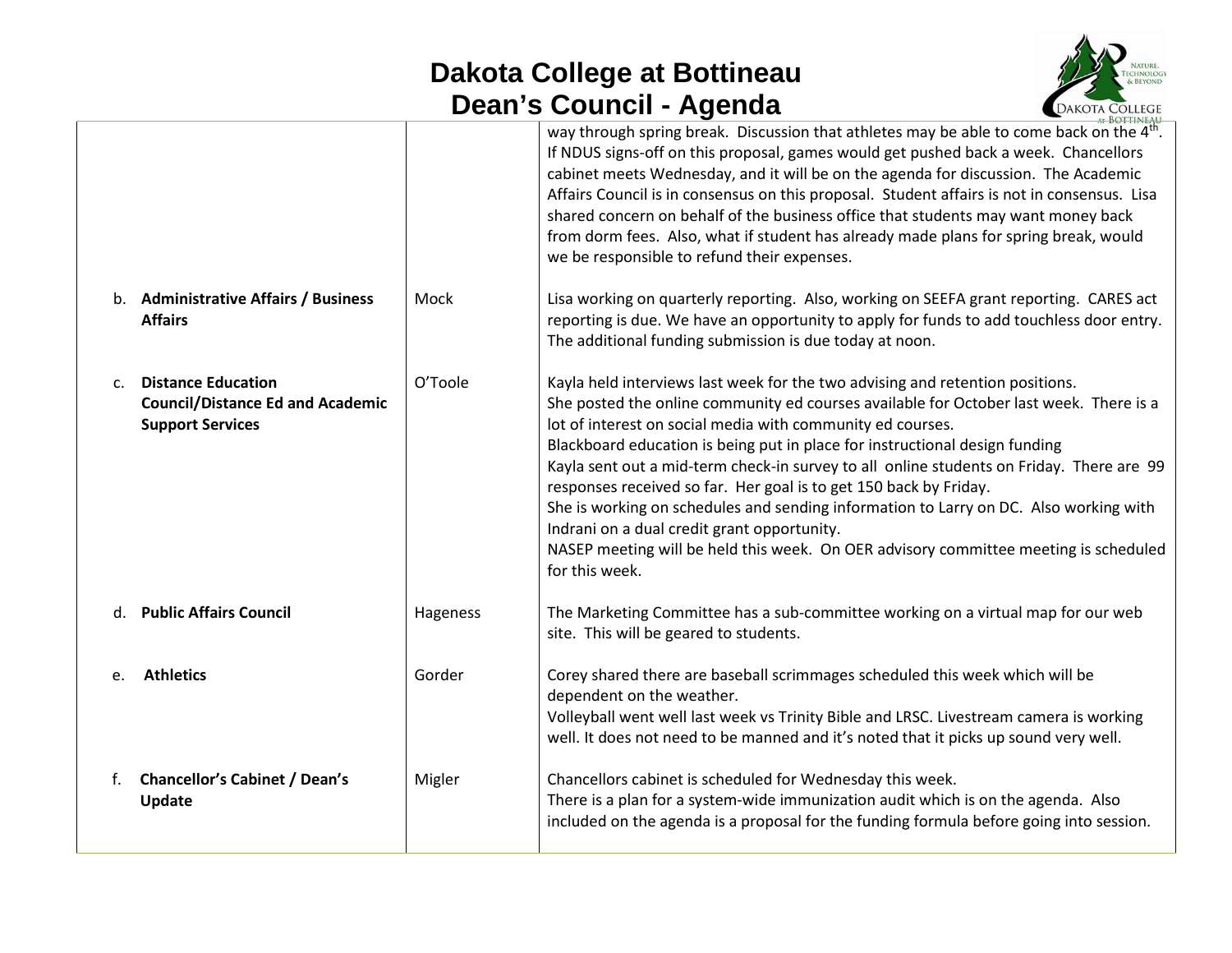# Dakota College at Bottineau
# Dean's Council - Agenda

| | | |
|---|---|---|
| | | way through spring break. Discussion that athletes may be able to come back on the 4th. If NDUS signs-off on this proposal, games would get pushed back a week. Chancellors cabinet meets Wednesday, and it will be on the agenda for discussion. The Academic Affairs Council is in consensus on this proposal. Student affairs is not in consensus. Lisa shared concern on behalf of the business office that students may want money back from dorm fees. Also, what if student has already made plans for spring break, would we be responsible to refund their expenses. |
| b. **Administrative Affairs / Business Affairs** | Mock | Lisa working on quarterly reporting. Also, working on SEEFA grant reporting. CARES act reporting is due. We have an opportunity to apply for funds to add touchless door entry. The additional funding submission is due today at noon. |
| c. **Distance Education Council/Distance Ed and Academic Support Services** | O'Toole | Kayla held interviews last week for the two advising and retention positions.<br>She posted the online community ed courses available for October last week. There is a lot of interest on social media with community ed courses.<br>Blackboard education is being put in place for instructional design funding<br>Kayla sent out a mid-term check-in survey to all online students on Friday. There are 99 responses received so far. Her goal is to get 150 back by Friday.<br>She is working on schedules and sending information to Larry on DC. Also working with Indrani on a dual credit grant opportunity.<br>NASEP meeting will be held this week. On OER advisory committee meeting is scheduled for this week. |
| d. **Public Affairs Council** | Hageness | The Marketing Committee has a sub-committee working on a virtual map for our web site. This will be geared to students. |
| e. **Athletics** | Gorder | Corey shared there are baseball scrimmages scheduled this week which will be dependent on the weather.<br>Volleyball went well last week vs Trinity Bible and LRSC. Livestream camera is working well. It does not need to be manned and it's noted that it picks up sound very well. |
| f. **Chancellor's Cabinet / Dean's Update** | Migler | Chancellors cabinet is scheduled for Wednesday this week.<br>There is a plan for a system-wide immunization audit which is on the agenda. Also included on the agenda is a proposal for the funding formula before going into session. |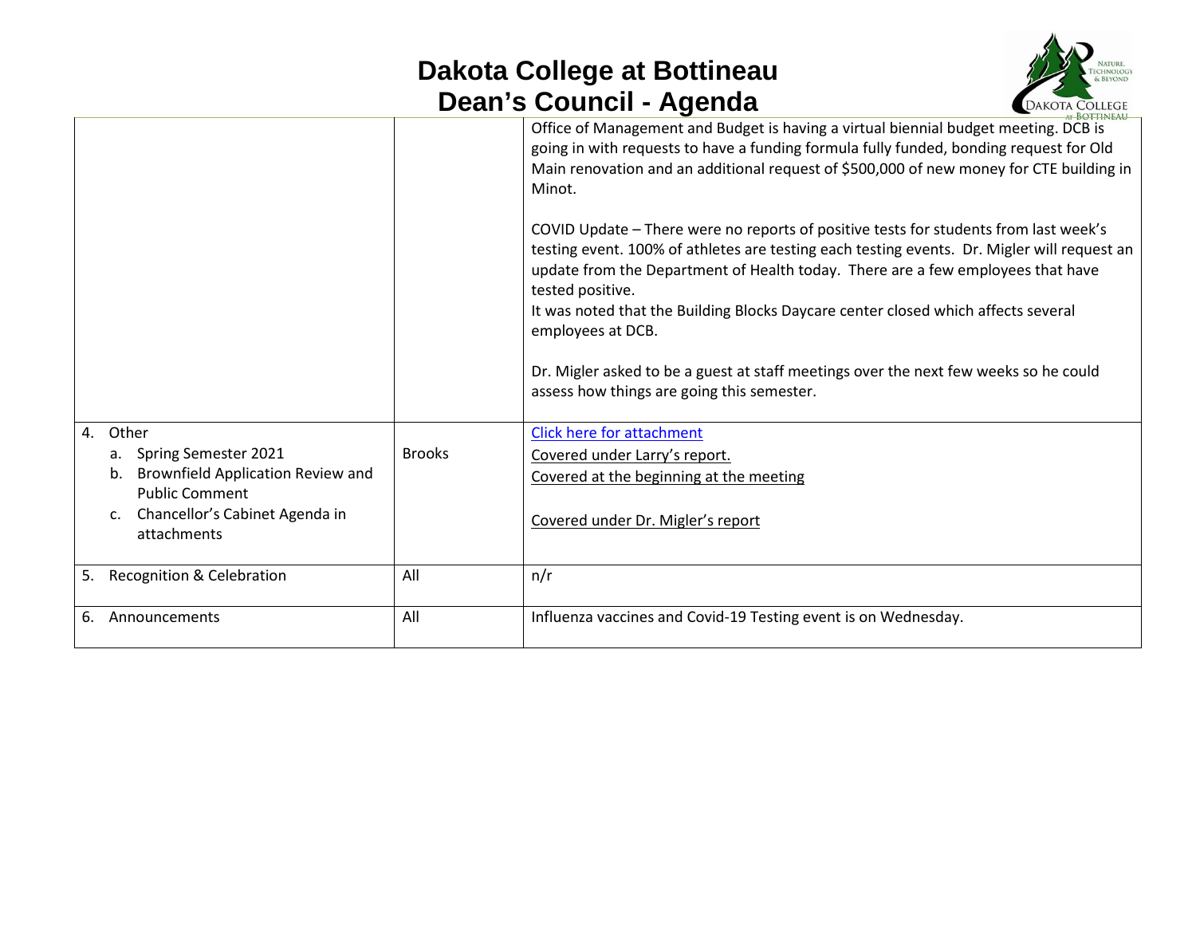# Dakota College at Bottineau
# Dean's Council - Agenda

| | | |
|---|---|---|
| | | Office of Management and Budget is having a virtual biennial budget meeting. DCB is going in with requests to have a funding formula fully funded, bonding request for Old Main renovation and an additional request of $500,000 of new money for CTE building in Minot.<br><br>COVID Update – There were no reports of positive tests for students from last week's testing event. 100% of athletes are testing each testing events. Dr. Migler will request an update from the Department of Health today. There are a few employees that have tested positive.<br>It was noted that the Building Blocks Daycare center closed which affects several employees at DCB.<br><br>Dr. Migler asked to be a guest at staff meetings over the next few weeks so he could assess how things are going this semester. |
| 4. Other<br>a. Spring Semester 2021<br>b. Brownfield Application Review and Public Comment<br>c. Chancellor's Cabinet Agenda in attachments | Brooks | Click here for attachment<br>Covered under Larry's report.<br>Covered at the beginning at the meeting<br><br>Covered under Dr. Migler's report |
| 5. Recognition & Celebration | All | n/r |
| 6. Announcements | All | Influenza vaccines and Covid-19 Testing event is on Wednesday. |